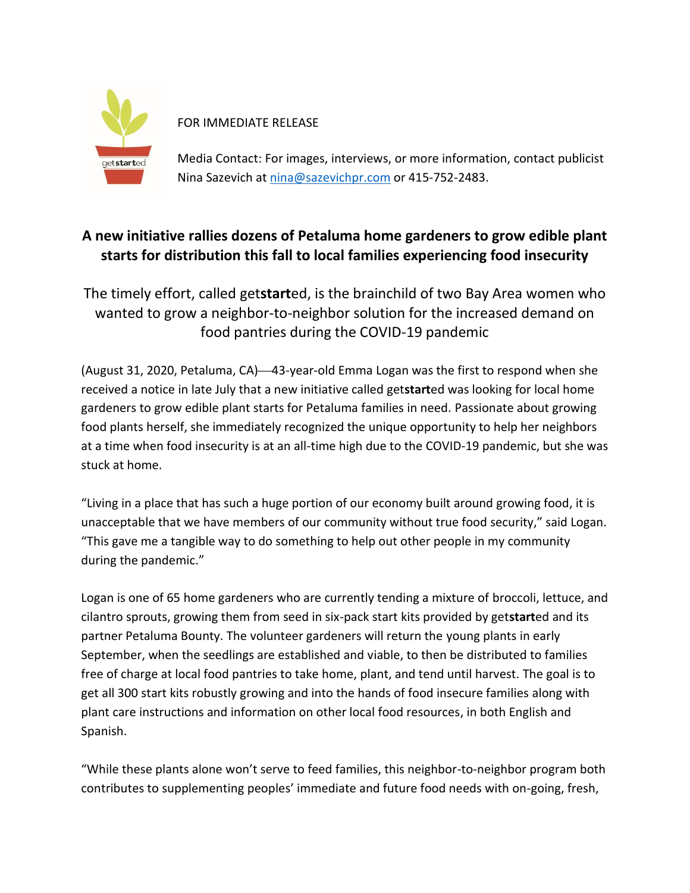FOR IMMEDIATE RELEASE

Media Contact: For images, interviews, or more information, contact publicist Nina Sazevich at nina@sazevichpr.com or 415-752-2483.

# A new initiative rallies dozens of Petaluma home gardeners to grow edible plant starts for distribution this fall to local families experiencing food insecurity

## The timely effort, called get**start**ed, is the brainchild of two Bay Area women who wanted to grow a neighbor-to-neighbor solution for the increased demand on food pantries during the COVID-19 pandemic

(August 31, 2020, Petaluma, CA)—43-year-old Emma Logan was the first to respond when she received a notice in late July that a new initiative called get**start**ed was looking for local home gardeners to grow edible plant starts for Petaluma families in need. Passionate about growing food plants herself, she immediately recognized the unique opportunity to help her neighbors at a time when food insecurity is at an all-time high due to the COVID-19 pandemic, but she was stuck at home.

"Living in a place that has such a huge portion of our economy built around growing food, it is unacceptable that we have members of our community without true food security," said Logan. "This gave me a tangible way to do something to help out other people in my community during the pandemic."

Logan is one of 65 home gardeners who are currently tending a mixture of broccoli, lettuce, and cilantro sprouts, growing them from seed in six-pack start kits provided by get**start**ed and its partner Petaluma Bounty. The volunteer gardeners will return the young plants in early September, when the seedlings are established and viable, to then be distributed to families free of charge at local food pantries to take home, plant, and tend until harvest. The goal is to get all 300 start kits robustly growing and into the hands of food insecure families along with plant care instructions and information on other local food resources, in both English and Spanish.

"While these plants alone won't serve to feed families, this neighbor-to-neighbor program both contributes to supplementing peoples' immediate and future food needs with on-going, fresh,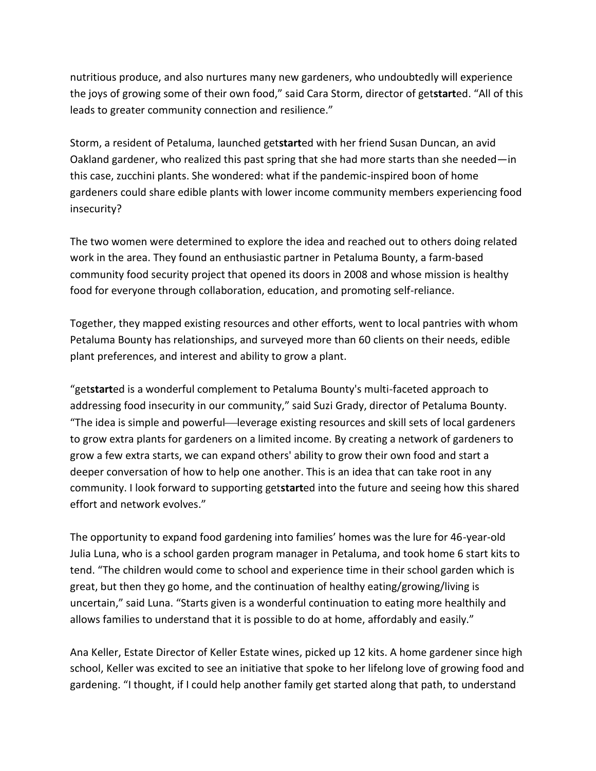nutritious produce, and also nurtures many new gardeners, who undoubtedly will experience the joys of growing some of their own food," said Cara Storm, director of get**start**ed. "All of this leads to greater community connection and resilience."

Storm, a resident of Petaluma, launched get**start**ed with her friend Susan Duncan, an avid Oakland gardener, who realized this past spring that she had more starts than she needed—in this case, zucchini plants. She wondered: what if the pandemic-inspired boon of home gardeners could share edible plants with lower income community members experiencing food insecurity?

The two women were determined to explore the idea and reached out to others doing related work in the area. They found an enthusiastic partner in Petaluma Bounty, a farm-based community food security project that opened its doors in 2008 and whose mission is healthy food for everyone through collaboration, education, and promoting self-reliance.

Together, they mapped existing resources and other efforts, went to local pantries with whom Petaluma Bounty has relationships, and surveyed more than 60 clients on their needs, edible plant preferences, and interest and ability to grow a plant.

"get**start**ed is a wonderful complement to Petaluma Bounty's multi-faceted approach to addressing food insecurity in our community," said Suzi Grady, director of Petaluma Bounty. "The idea is simple and powerful—leverage existing resources and skill sets of local gardeners to grow extra plants for gardeners on a limited income. By creating a network of gardeners to grow a few extra starts, we can expand others' ability to grow their own food and start a deeper conversation of how to help one another. This is an idea that can take root in any community. I look forward to supporting get**start**ed into the future and seeing how this shared effort and network evolves."

The opportunity to expand food gardening into families' homes was the lure for 46-year-old Julia Luna, who is a school garden program manager in Petaluma, and took home 6 start kits to tend. "The children would come to school and experience time in their school garden which is great, but then they go home, and the continuation of healthy eating/growing/living is uncertain," said Luna. "Starts given is a wonderful continuation to eating more healthily and allows families to understand that it is possible to do at home, affordably and easily."

Ana Keller, Estate Director of Keller Estate wines, picked up 12 kits. A home gardener since high school, Keller was excited to see an initiative that spoke to her lifelong love of growing food and gardening. "I thought, if I could help another family get started along that path, to understand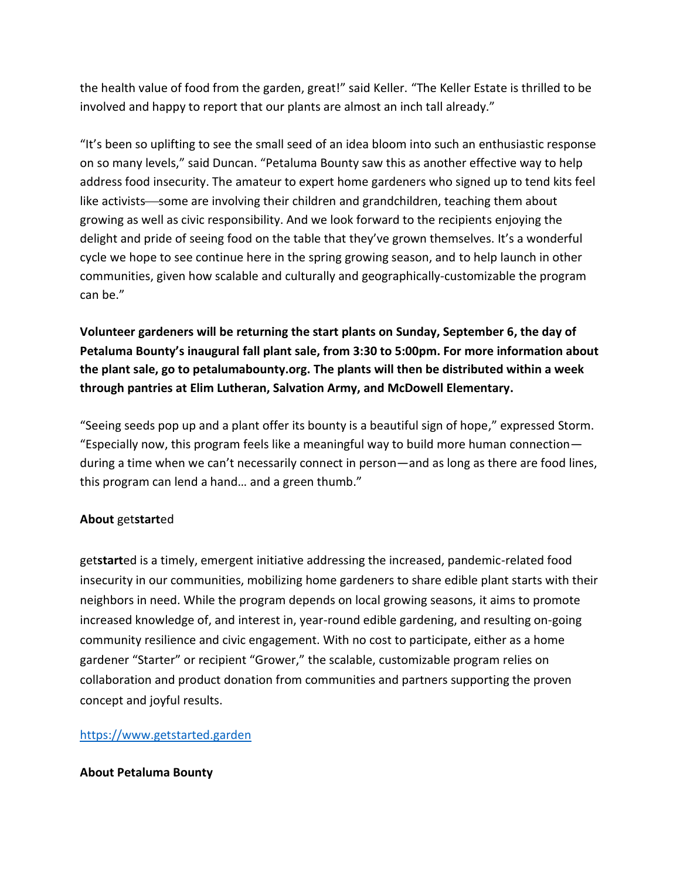the health value of food from the garden, great!" said Keller. "The Keller Estate is thrilled to be involved and happy to report that our plants are almost an inch tall already."

"It's been so uplifting to see the small seed of an idea bloom into such an enthusiastic response on so many levels," said Duncan. "Petaluma Bounty saw this as another effective way to help address food insecurity. The amateur to expert home gardeners who signed up to tend kits feel like activists—some are involving their children and grandchildren, teaching them about growing as well as civic responsibility. And we look forward to the recipients enjoying the delight and pride of seeing food on the table that they've grown themselves. It's a wonderful cycle we hope to see continue here in the spring growing season, and to help launch in other communities, given how scalable and culturally and geographically-customizable the program can be."

**Volunteer gardeners will be returning the start plants on Sunday, September 6, the day of Petaluma Bounty's inaugural fall plant sale, from 3:30 to 5:00pm. For more information about the plant sale, go to petalumabounty.org. The plants will then be distributed within a week through pantries at Elim Lutheran, Salvation Army, and McDowell Elementary.**

"Seeing seeds pop up and a plant offer its bounty is a beautiful sign of hope," expressed Storm. "Especially now, this program feels like a meaningful way to build more human connection—during a time when we can't necessarily connect in person—and as long as there are food lines, this program can lend a hand… and a green thumb."

**About** get**start**ed

get**start**ed is a timely, emergent initiative addressing the increased, pandemic-related food insecurity in our communities, mobilizing home gardeners to share edible plant starts with their neighbors in need. While the program depends on local growing seasons, it aims to promote increased knowledge of, and interest in, year-round edible gardening, and resulting on-going community resilience and civic engagement. With no cost to participate, either as a home gardener "Starter" or recipient "Grower," the scalable, customizable program relies on collaboration and product donation from communities and partners supporting the proven concept and joyful results.

https://www.getstarted.garden

**About Petaluma Bounty**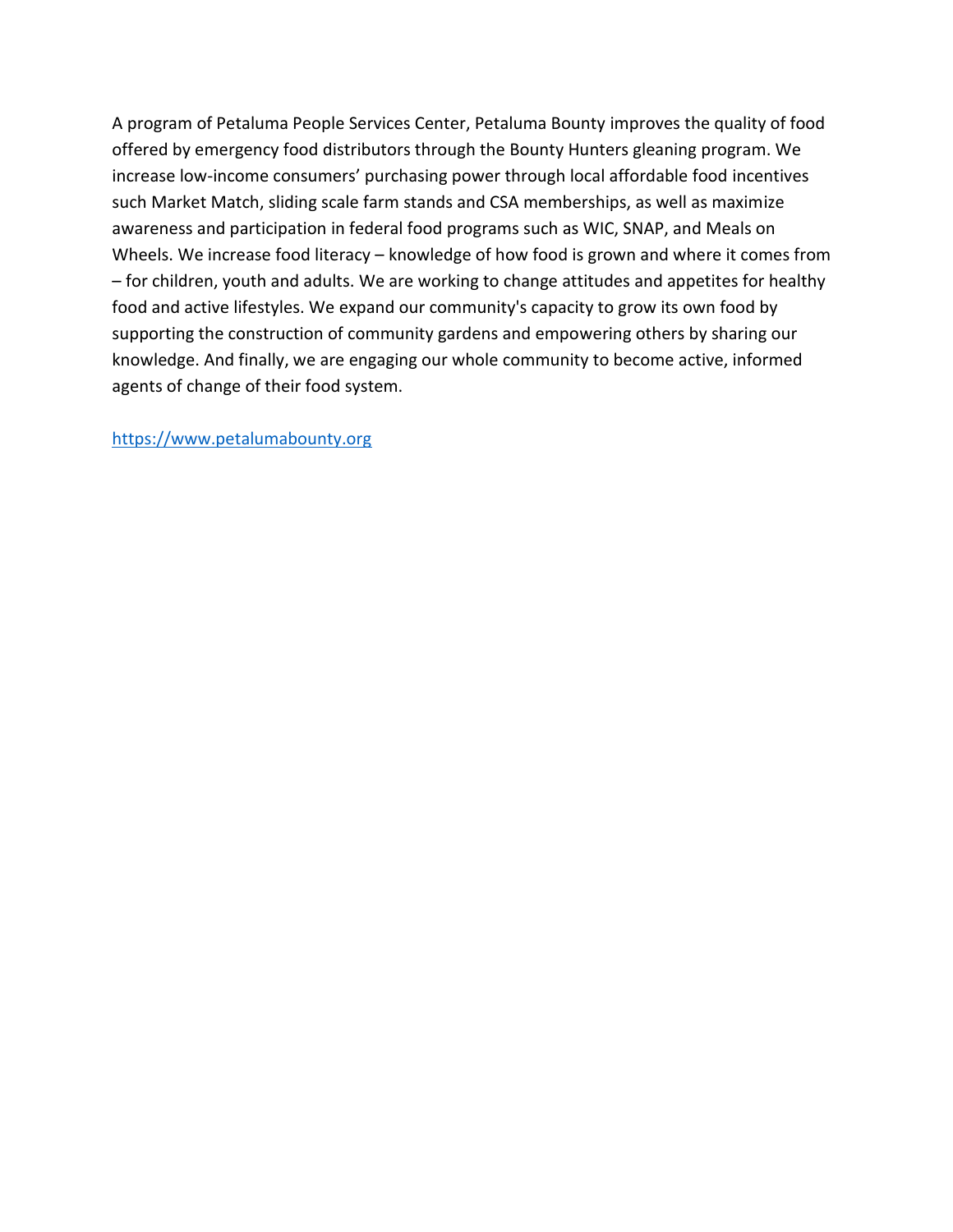A program of Petaluma People Services Center, Petaluma Bounty improves the quality of food offered by emergency food distributors through the Bounty Hunters gleaning program. We increase low-income consumers' purchasing power through local affordable food incentives such Market Match, sliding scale farm stands and CSA memberships, as well as maximize awareness and participation in federal food programs such as WIC, SNAP, and Meals on Wheels. We increase food literacy – knowledge of how food is grown and where it comes from – for children, youth and adults. We are working to change attitudes and appetites for healthy food and active lifestyles. We expand our community's capacity to grow its own food by supporting the construction of community gardens and empowering others by sharing our knowledge. And finally, we are engaging our whole community to become active, informed agents of change of their food system.

https://www.petalumabounty.org